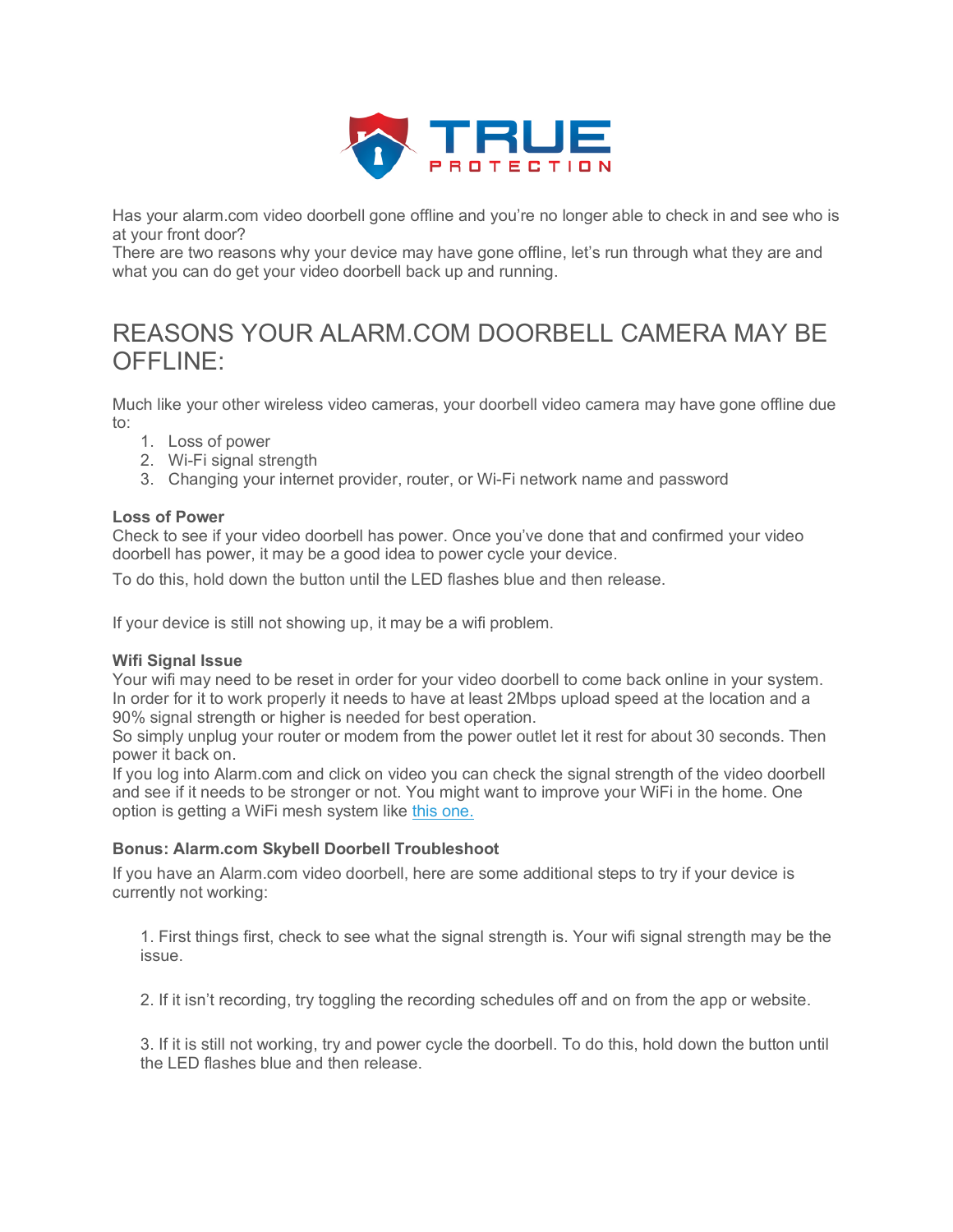TRUE PROTECTION

Has your alarm.com video doorbell gone offline and you're no longer able to check in and see who is at your front door?
There are two reasons why your device may have gone offline, let's run through what they are and what you can do get your video doorbell back up and running.

# REASONS YOUR ALARM.COM DOORBELL CAMERA MAY BE OFFLINE:

Much like your other wireless video cameras, your doorbell video camera may have gone offline due to:

1. Loss of power
2. Wi-Fi signal strength
3. Changing your internet provider, router, or Wi-Fi network name and password

**Loss of Power**
Check to see if your video doorbell has power. Once you've done that and confirmed your video doorbell has power, it may be a good idea to power cycle your device.

To do this, hold down the button until the LED flashes blue and then release.

If your device is still not showing up, it may be a wifi problem.

**Wifi Signal Issue**
Your wifi may need to be reset in order for your video doorbell to come back online in your system. In order for it to work properly it needs to have at least 2Mbps upload speed at the location and a 90% signal strength or higher is needed for best operation.
So simply unplug your router or modem from the power outlet let it rest for about 30 seconds. Then power it back on.
If you log into Alarm.com and click on video you can check the signal strength of the video doorbell and see if it needs to be stronger or not. You might want to improve your WiFi in the home. One option is getting a WiFi mesh system like this one.

**Bonus: Alarm.com Skybell Doorbell Troubleshoot**

If you have an Alarm.com video doorbell, here are some additional steps to try if your device is currently not working:

1. First things first, check to see what the signal strength is. Your wifi signal strength may be the issue.

2. If it isn't recording, try toggling the recording schedules off and on from the app or website.

3. If it is still not working, try and power cycle the doorbell. To do this, hold down the button until the LED flashes blue and then release.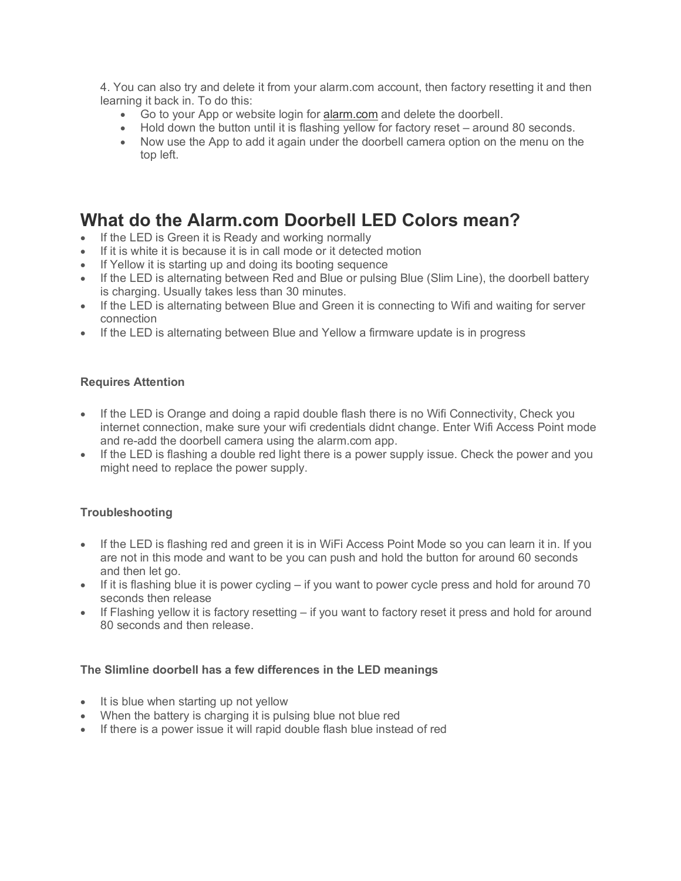4. You can also try and delete it from your alarm.com account, then factory resetting it and then learning it back in. To do this:

- Go to your App or website login for alarm.com and delete the doorbell.
- Hold down the button until it is flashing yellow for factory reset – around 80 seconds.
- Now use the App to add it again under the doorbell camera option on the menu on the top left.

# What do the Alarm.com Doorbell LED Colors mean?

- If the LED is Green it is Ready and working normally
- If it is white it is because it is in call mode or it detected motion
- If Yellow it is starting up and doing its booting sequence
- If the LED is alternating between Red and Blue or pulsing Blue (Slim Line), the doorbell battery is charging. Usually takes less than 30 minutes.
- If the LED is alternating between Blue and Green it is connecting to Wifi and waiting for server connection
- If the LED is alternating between Blue and Yellow a firmware update is in progress

**Requires Attention**

- If the LED is Orange and doing a rapid double flash there is no Wifi Connectivity, Check you internet connection, make sure your wifi credentials didnt change. Enter Wifi Access Point mode and re-add the doorbell camera using the alarm.com app.
- If the LED is flashing a double red light there is a power supply issue. Check the power and you might need to replace the power supply.

**Troubleshooting**

- If the LED is flashing red and green it is in WiFi Access Point Mode so you can learn it in. If you are not in this mode and want to be you can push and hold the button for around 60 seconds and then let go.
- If it is flashing blue it is power cycling – if you want to power cycle press and hold for around 70 seconds then release
- If Flashing yellow it is factory resetting – if you want to factory reset it press and hold for around 80 seconds and then release.

**The Slimline doorbell has a few differences in the LED meanings**

- It is blue when starting up not yellow
- When the battery is charging it is pulsing blue not blue red
- If there is a power issue it will rapid double flash blue instead of red